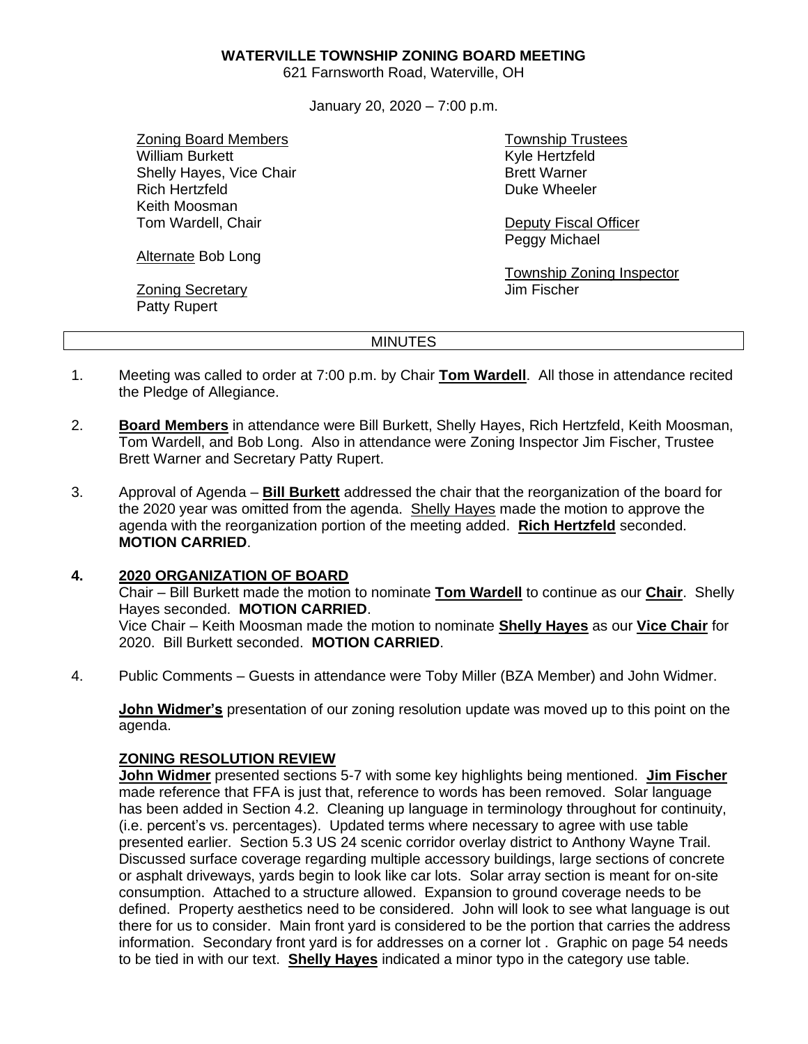**WATERVILLE TOWNSHIP ZONING BOARD MEETING**
621 Farnsworth Road, Waterville, OH

January 20, 2020 – 7:00 p.m.

Zoning Board Members
William Burkett
Shelly Hayes, Vice Chair
Rich Hertzfeld
Keith Moosman
Tom Wardell, Chair

Alternate Bob Long

Zoning Secretary
Patty Rupert

Township Trustees
Kyle Hertzfeld
Brett Warner
Duke Wheeler

Deputy Fiscal Officer
Peggy Michael

Township Zoning Inspector
Jim Fischer

MINUTES

1. Meeting was called to order at 7:00 p.m. by Chair **Tom Wardell**. All those in attendance recited the Pledge of Allegiance.

2. **Board Members** in attendance were Bill Burkett, Shelly Hayes, Rich Hertzfeld, Keith Moosman, Tom Wardell, and Bob Long. Also in attendance were Zoning Inspector Jim Fischer, Trustee Brett Warner and Secretary Patty Rupert.

3. Approval of Agenda – **Bill Burkett** addressed the chair that the reorganization of the board for the 2020 year was omitted from the agenda. Shelly Hayes made the motion to approve the agenda with the reorganization portion of the meeting added. **Rich Hertzfeld** seconded. **MOTION CARRIED**.

**4. 2020 ORGANIZATION OF BOARD**

Chair – Bill Burkett made the motion to nominate **Tom Wardell** to continue as our **Chair**. Shelly Hayes seconded. **MOTION CARRIED**.
Vice Chair – Keith Moosman made the motion to nominate **Shelly Hayes** as our **Vice Chair** for 2020. Bill Burkett seconded. **MOTION CARRIED**.

4. Public Comments – Guests in attendance were Toby Miller (BZA Member) and John Widmer.

**John Widmer's** presentation of our zoning resolution update was moved up to this point on the agenda.

**ZONING RESOLUTION REVIEW**

**John Widmer** presented sections 5-7 with some key highlights being mentioned. **Jim Fischer** made reference that FFA is just that, reference to words has been removed. Solar language has been added in Section 4.2. Cleaning up language in terminology throughout for continuity, (i.e. percent's vs. percentages). Updated terms where necessary to agree with use table presented earlier. Section 5.3 US 24 scenic corridor overlay district to Anthony Wayne Trail. Discussed surface coverage regarding multiple accessory buildings, large sections of concrete or asphalt driveways, yards begin to look like car lots. Solar array section is meant for on-site consumption. Attached to a structure allowed. Expansion to ground coverage needs to be defined. Property aesthetics need to be considered. John will look to see what language is out there for us to consider. Main front yard is considered to be the portion that carries the address information. Secondary front yard is for addresses on a corner lot . Graphic on page 54 needs to be tied in with our text. **Shelly Hayes** indicated a minor typo in the category use table.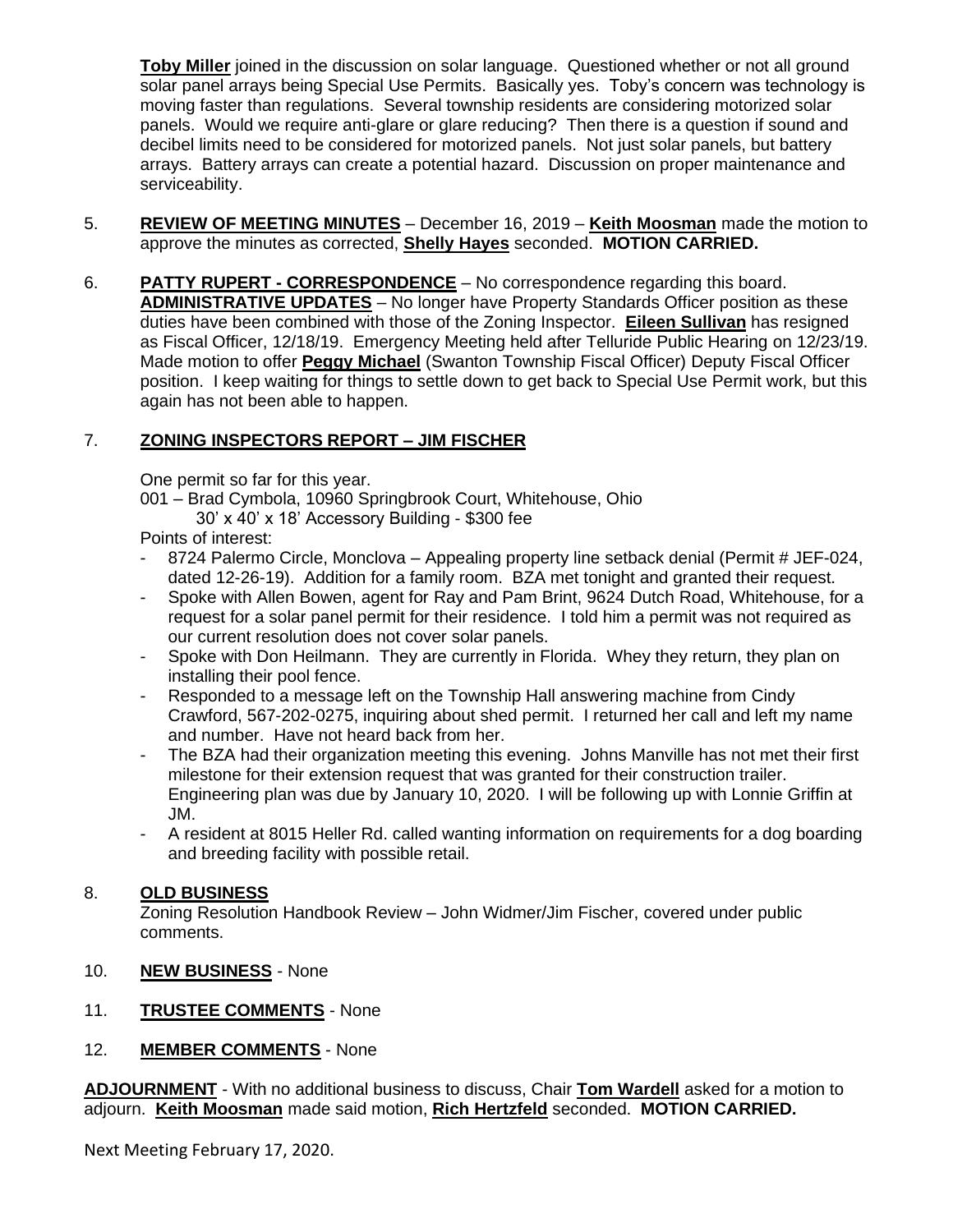**Toby Miller** joined in the discussion on solar language. Questioned whether or not all ground solar panel arrays being Special Use Permits. Basically yes. Toby's concern was technology is moving faster than regulations. Several township residents are considering motorized solar panels. Would we require anti-glare or glare reducing? Then there is a question if sound and decibel limits need to be considered for motorized panels. Not just solar panels, but battery arrays. Battery arrays can create a potential hazard. Discussion on proper maintenance and serviceability.

5. **REVIEW OF MEETING MINUTES** – December 16, 2019 – **Keith Moosman** made the motion to approve the minutes as corrected, **Shelly Hayes** seconded. **MOTION CARRIED.**

6. **PATTY RUPERT - CORRESPONDENCE** – No correspondence regarding this board.
   **ADMINISTRATIVE UPDATES** – No longer have Property Standards Officer position as these duties have been combined with those of the Zoning Inspector. **Eileen Sullivan** has resigned as Fiscal Officer, 12/18/19. Emergency Meeting held after Telluride Public Hearing on 12/23/19. Made motion to offer **Peggy Michael** (Swanton Township Fiscal Officer) Deputy Fiscal Officer position. I keep waiting for things to settle down to get back to Special Use Permit work, but this again has not been able to happen.

7. **ZONING INSPECTORS REPORT – JIM FISCHER**

   One permit so far for this year.
   001 – Brad Cymbola, 10960 Springbrook Court, Whitehouse, Ohio
   30' x 40' x 18' Accessory Building - $300 fee
   Points of interest:
   - 8724 Palermo Circle, Monclova – Appealing property line setback denial (Permit # JEF-024, dated 12-26-19). Addition for a family room. BZA met tonight and granted their request.
   - Spoke with Allen Bowen, agent for Ray and Pam Brint, 9624 Dutch Road, Whitehouse, for a request for a solar panel permit for their residence. I told him a permit was not required as our current resolution does not cover solar panels.
   - Spoke with Don Heilmann. They are currently in Florida. Whey they return, they plan on installing their pool fence.
   - Responded to a message left on the Township Hall answering machine from Cindy Crawford, 567-202-0275, inquiring about shed permit. I returned her call and left my name and number. Have not heard back from her.
   - The BZA had their organization meeting this evening. Johns Manville has not met their first milestone for their extension request that was granted for their construction trailer. Engineering plan was due by January 10, 2020. I will be following up with Lonnie Griffin at JM.
   - A resident at 8015 Heller Rd. called wanting information on requirements for a dog boarding and breeding facility with possible retail.

8. **OLD BUSINESS**
   Zoning Resolution Handbook Review – John Widmer/Jim Fischer, covered under public comments.

10. **NEW BUSINESS** - None

11. **TRUSTEE COMMENTS** - None

12. **MEMBER COMMENTS** - None

**ADJOURNMENT** - With no additional business to discuss, Chair **Tom Wardell** asked for a motion to adjourn. **Keith Moosman** made said motion, **Rich Hertzfeld** seconded. **MOTION CARRIED.**

Next Meeting February 17, 2020.